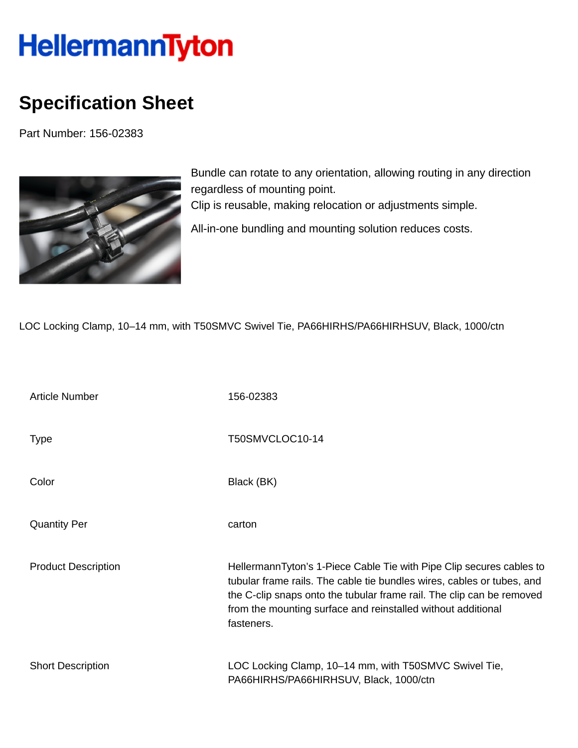# HellermannTyton

## Specification Sheet

Part Number: 156-02383

Bundle can rotate to any orientation, allowing routing in any direction regardless of mounting point.
Clip is reusable, making relocation or adjustments simple.

All-in-one bundling and mounting solution reduces costs.

LOC Locking Clamp, 10–14 mm, with T50SMVC Swivel Tie, PA66HIRHS/PA66HIRHSUV, Black, 1000/ctn

| | |
|---|---|
| Article Number | 156-02383 |
| Type | T50SMVCLOC10-14 |
| Color | Black (BK) |
| Quantity Per | carton |
| Product Description | HellermannTyton's 1-Piece Cable Tie with Pipe Clip secures cables to tubular frame rails. The cable tie bundles wires, cables or tubes, and the C-clip snaps onto the tubular frame rail. The clip can be removed from the mounting surface and reinstalled without additional fasteners. |
| Short Description | LOC Locking Clamp, 10–14 mm, with T50SMVC Swivel Tie, PA66HIRHS/PA66HIRHSUV, Black, 1000/ctn |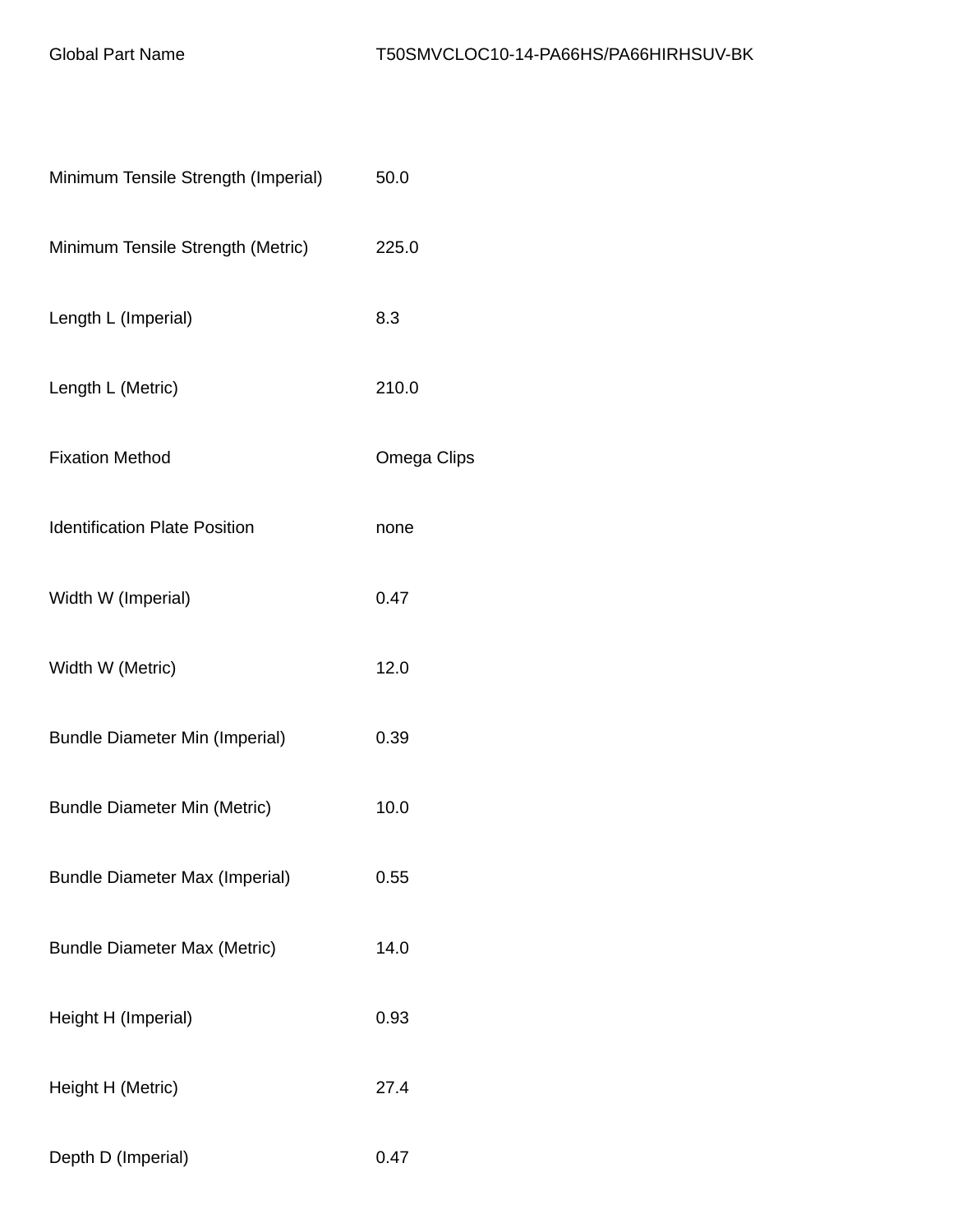| | |
|---|---|
| Global Part Name | T50SMVCLOC10-14-PA66HS/PA66HIRHSUV-BK |
| Minimum Tensile Strength (Imperial) | 50.0 |
| Minimum Tensile Strength (Metric) | 225.0 |
| Length L (Imperial) | 8.3 |
| Length L (Metric) | 210.0 |
| Fixation Method | Omega Clips |
| Identification Plate Position | none |
| Width W (Imperial) | 0.47 |
| Width W (Metric) | 12.0 |
| Bundle Diameter Min (Imperial) | 0.39 |
| Bundle Diameter Min (Metric) | 10.0 |
| Bundle Diameter Max (Imperial) | 0.55 |
| Bundle Diameter Max (Metric) | 14.0 |
| Height H (Imperial) | 0.93 |
| Height H (Metric) | 27.4 |
| Depth D (Imperial) | 0.47 |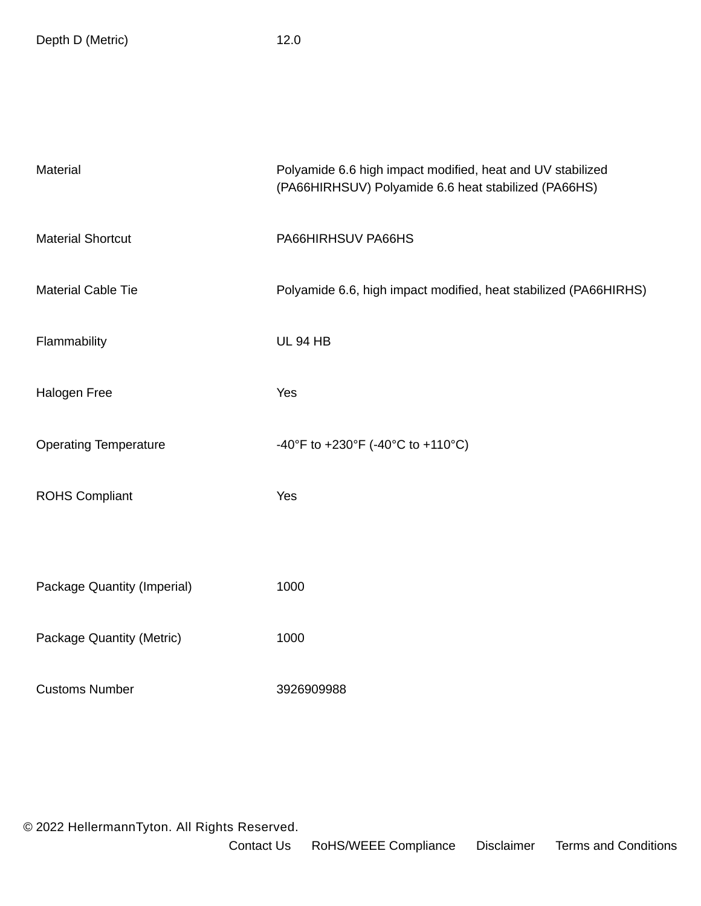| | |
|---|---|
| Depth D (Metric) | 12.0 |
| Material | Polyamide 6.6 high impact modified, heat and UV stabilized (PA66HIRHSUV) Polyamide 6.6 heat stabilized (PA66HS) |
| Material Shortcut | PA66HIRHSUV PA66HS |
| Material Cable Tie | Polyamide 6.6, high impact modified, heat stabilized (PA66HIRHS) |
| Flammability | UL 94 HB |
| Halogen Free | Yes |
| Operating Temperature | -40°F to +230°F (-40°C to +110°C) |
| ROHS Compliant | Yes |
| Package Quantity (Imperial) | 1000 |
| Package Quantity (Metric) | 1000 |
| Customs Number | 3926909988 |

© 2022 HellermannTyton. All Rights Reserved.

Contact Us RoHS/WEEE Compliance Disclaimer Terms and Conditions